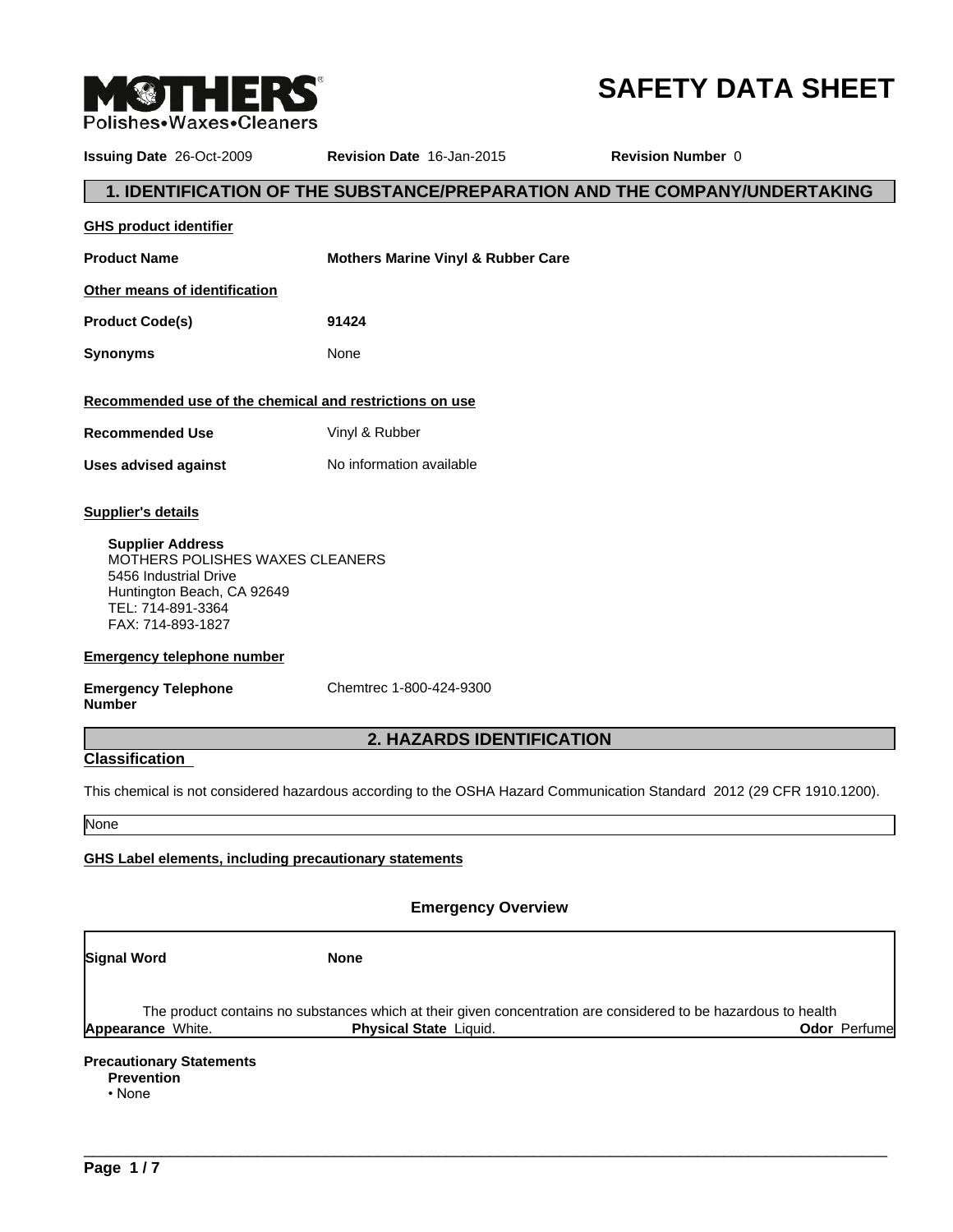MOTHERS®
Polishes•Waxes•Cleaners

# SAFETY DATA SHEET

**Issuing Date** 26-Oct-2009 **Revision Date** 16-Jan-2015 **Revision Number** 0

## 1. IDENTIFICATION OF THE SUBSTANCE/PREPARATION AND THE COMPANY/UNDERTAKING

**GHS product identifier**

**Product Name** **Mothers Marine Vinyl & Rubber Care**

**Other means of identification**

**Product Code(s)** **91424**

**Synonyms** None

**Recommended use of the chemical and restrictions on use**

**Recommended Use** Vinyl & Rubber

**Uses advised against** No information available

**Supplier's details**

**Supplier Address**
MOTHERS POLISHES WAXES CLEANERS
5456 Industrial Drive
Huntington Beach, CA 92649
TEL: 714-891-3364
FAX: 714-893-1827

**Emergency telephone number**

**Emergency Telephone Number** Chemtrec 1-800-424-9300

## 2. HAZARDS IDENTIFICATION

**Classification**

This chemical is not considered hazardous according to the OSHA Hazard Communication Standard 2012 (29 CFR 1910.1200).

None

**GHS Label elements, including precautionary statements**

### Emergency Overview

**Signal Word** **None**

The product contains no substances which at their given concentration are considered to be hazardous to health

**Appearance** White. **Physical State** Liquid. **Odor** Perfume

**Precautionary Statements**
**Prevention**
- None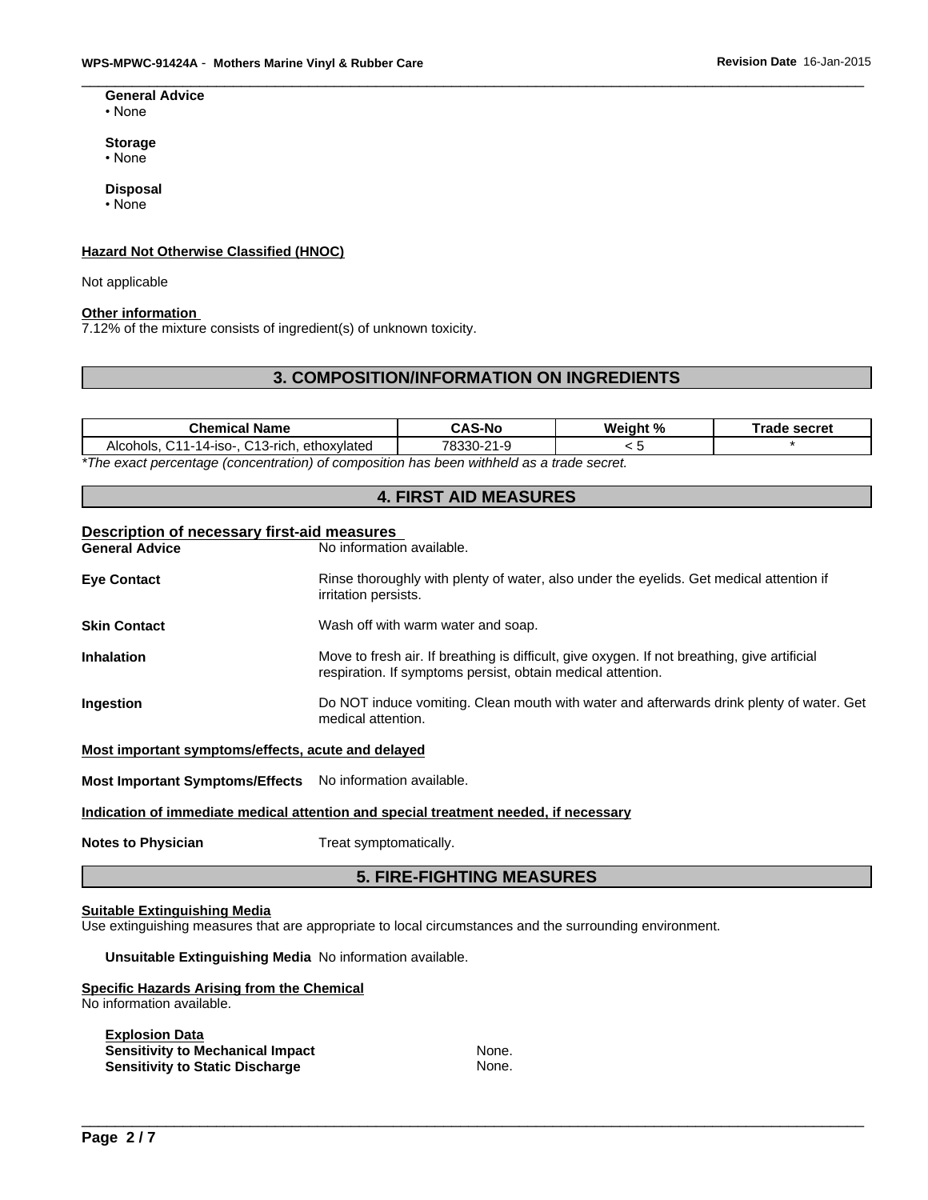**General Advice**
- None

**Storage**
- None

**Disposal**
- None

**Hazard Not Otherwise Classified (HNOC)**

Not applicable

**Other information**

7.12% of the mixture consists of ingredient(s) of unknown toxicity.

## 3. COMPOSITION/INFORMATION ON INGREDIENTS

| Chemical Name | CAS-No | Weight % | Trade secret |
|---|---|---|---|
| Alcohols, C11-14-iso-, C13-rich, ethoxylated | 78330-21-9 | < 5 | * |

*\*The exact percentage (concentration) of composition has been withheld as a trade secret.*

## 4. FIRST AID MEASURES

**Description of necessary first-aid measures**

**General Advice** No information available.

**Eye Contact** Rinse thoroughly with plenty of water, also under the eyelids. Get medical attention if irritation persists.

**Skin Contact** Wash off with warm water and soap.

**Inhalation** Move to fresh air. If breathing is difficult, give oxygen. If not breathing, give artificial respiration. If symptoms persist, obtain medical attention.

**Ingestion** Do NOT induce vomiting. Clean mouth with water and afterwards drink plenty of water. Get medical attention.

**Most important symptoms/effects, acute and delayed**

**Most Important Symptoms/Effects** No information available.

**Indication of immediate medical attention and special treatment needed, if necessary**

**Notes to Physician** Treat symptomatically.

## 5. FIRE-FIGHTING MEASURES

**Suitable Extinguishing Media**

Use extinguishing measures that are appropriate to local circumstances and the surrounding environment.

**Unsuitable Extinguishing Media** No information available.

**Specific Hazards Arising from the Chemical**

No information available.

**Explosion Data**

**Sensitivity to Mechanical Impact** None.

**Sensitivity to Static Discharge** None.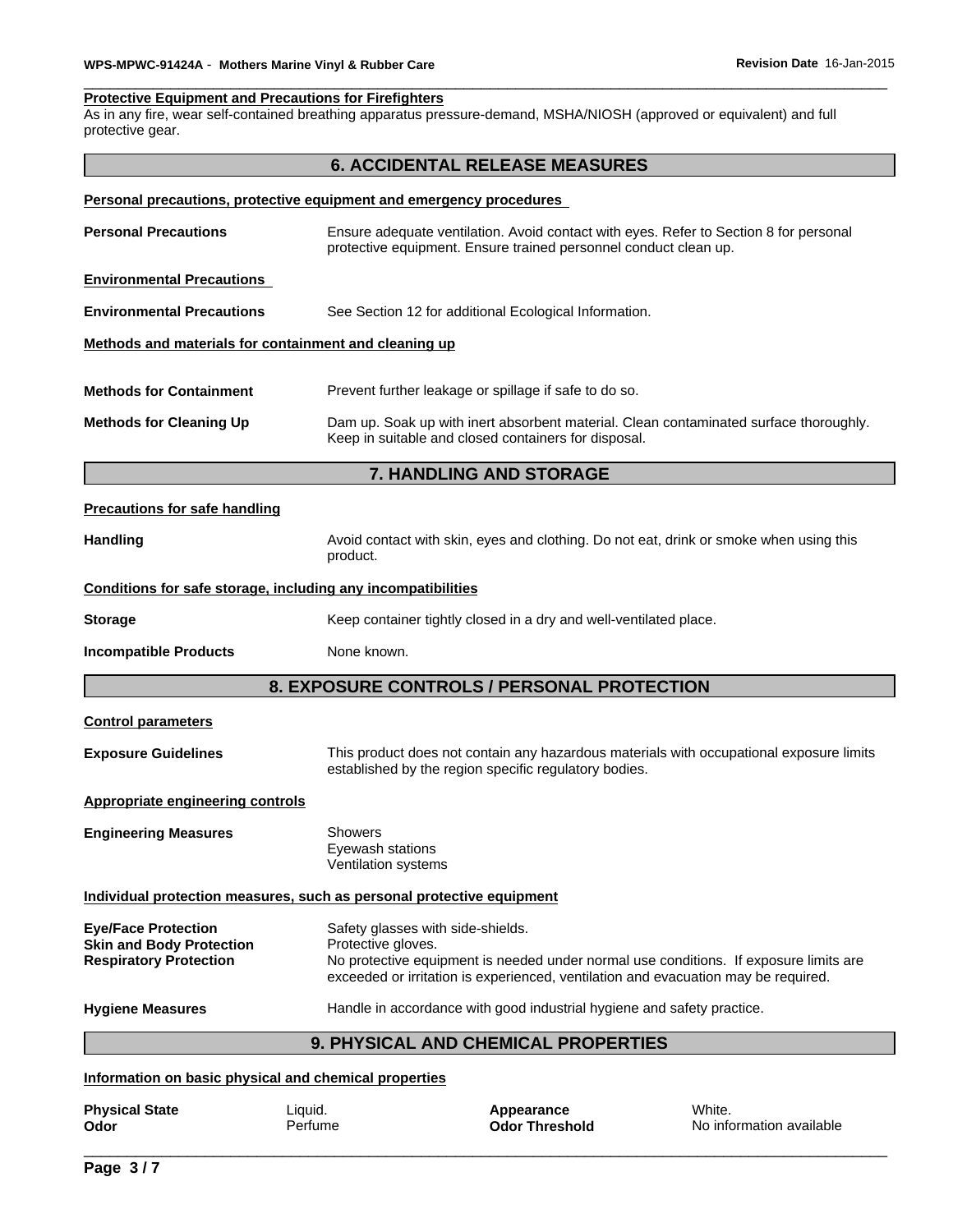**Protective Equipment and Precautions for Firefighters**

As in any fire, wear self-contained breathing apparatus pressure-demand, MSHA/NIOSH (approved or equivalent) and full protective gear.

## 6. ACCIDENTAL RELEASE MEASURES

**Personal precautions, protective equipment and emergency procedures**

| | |
|---|---|
| **Personal Precautions** | Ensure adequate ventilation. Avoid contact with eyes. Refer to Section 8 for personal protective equipment. Ensure trained personnel conduct clean up. |

**Environmental Precautions**

| | |
|---|---|
| **Environmental Precautions** | See Section 12 for additional Ecological Information. |

**Methods and materials for containment and cleaning up**

| | |
|---|---|
| **Methods for Containment** | Prevent further leakage or spillage if safe to do so. |
| **Methods for Cleaning Up** | Dam up. Soak up with inert absorbent material. Clean contaminated surface thoroughly. Keep in suitable and closed containers for disposal. |

## 7. HANDLING AND STORAGE

**Precautions for safe handling**

| | |
|---|---|
| **Handling** | Avoid contact with skin, eyes and clothing. Do not eat, drink or smoke when using this product. |

**Conditions for safe storage, including any incompatibilities**

| | |
|---|---|
| **Storage** | Keep container tightly closed in a dry and well-ventilated place. |
| **Incompatible Products** | None known. |

## 8. EXPOSURE CONTROLS / PERSONAL PROTECTION

**Control parameters**

| | |
|---|---|
| **Exposure Guidelines** | This product does not contain any hazardous materials with occupational exposure limits established by the region specific regulatory bodies. |

**Appropriate engineering controls**

| | |
|---|---|
| **Engineering Measures** | Showers<br>Eyewash stations<br>Ventilation systems |

**Individual protection measures, such as personal protective equipment**

| | |
|---|---|
| **Eye/Face Protection** | Safety glasses with side-shields. |
| **Skin and Body Protection** | Protective gloves. |
| **Respiratory Protection** | No protective equipment is needed under normal use conditions. If exposure limits are exceeded or irritation is experienced, ventilation and evacuation may be required. |
| **Hygiene Measures** | Handle in accordance with good industrial hygiene and safety practice. |

## 9. PHYSICAL AND CHEMICAL PROPERTIES

**Information on basic physical and chemical properties**

| | | | |
|---|---|---|---|
| **Physical State** | Liquid. | **Appearance** | White. |
| **Odor** | Perfume | **Odor Threshold** | No information available |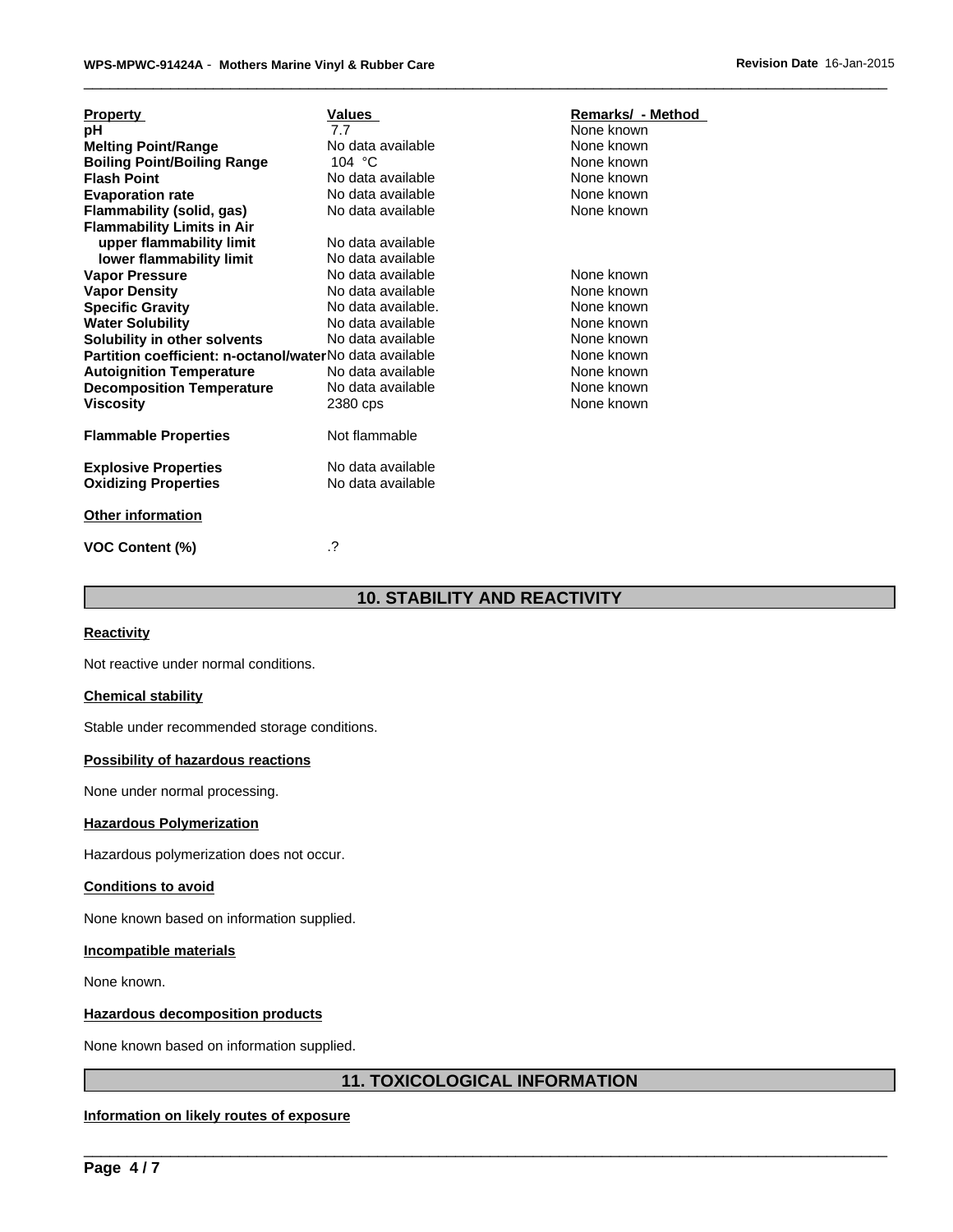| Property | Values | Remarks/ - Method |
|---|---|---|
| **pH** | 7.7 | None known |
| **Melting Point/Range** | No data available | None known |
| **Boiling Point/Boiling Range** | 104 °C | None known |
| **Flash Point** | No data available | None known |
| **Evaporation rate** | No data available | None known |
| **Flammability (solid, gas)** | No data available | None known |
| **Flammability Limits in Air** | | |
| **upper flammability limit** | No data available | |
| **lower flammability limit** | No data available | |
| **Vapor Pressure** | No data available | None known |
| **Vapor Density** | No data available | None known |
| **Specific Gravity** | No data available. | None known |
| **Water Solubility** | No data available | None known |
| **Solubility in other solvents** | No data available | None known |
| **Partition coefficient: n-octanol/water** | No data available | None known |
| **Autoignition Temperature** | No data available | None known |
| **Decomposition Temperature** | No data available | None known |
| **Viscosity** | 2380 cps | None known |
| **Flammable Properties** | Not flammable | |
| **Explosive Properties** | No data available | |
| **Oxidizing Properties** | No data available | |

**Other information**

**VOC Content (%)** .?

# 10. STABILITY AND REACTIVITY

**Reactivity**

Not reactive under normal conditions.

**Chemical stability**

Stable under recommended storage conditions.

**Possibility of hazardous reactions**

None under normal processing.

**Hazardous Polymerization**

Hazardous polymerization does not occur.

**Conditions to avoid**

None known based on information supplied.

**Incompatible materials**

None known.

**Hazardous decomposition products**

None known based on information supplied.

# 11. TOXICOLOGICAL INFORMATION

**Information on likely routes of exposure**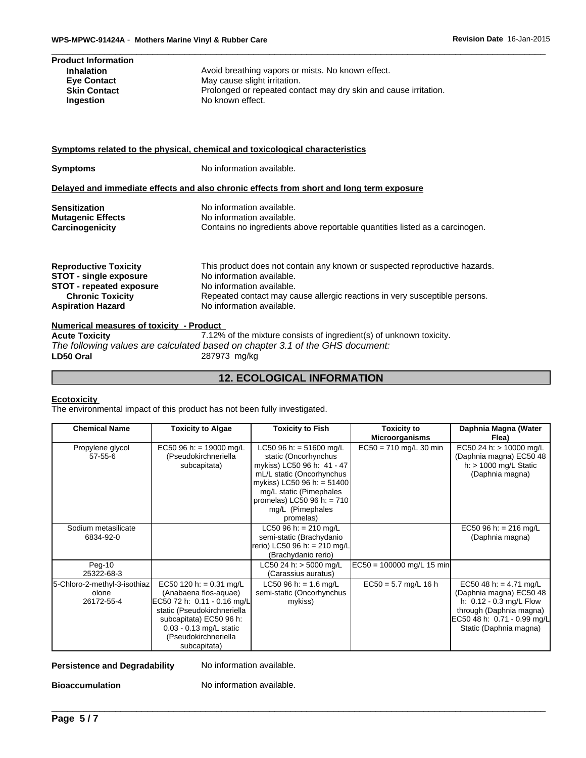**Product Information**

**Inhalation** Avoid breathing vapors or mists. No known effect.
**Eye Contact** May cause slight irritation.
**Skin Contact** Prolonged or repeated contact may dry skin and cause irritation.
**Ingestion** No known effect.

**Symptoms related to the physical, chemical and toxicological characteristics**

**Symptoms** No information available.

**Delayed and immediate effects and also chronic effects from short and long term exposure**

**Sensitization** No information available.
**Mutagenic Effects** No information available.
**Carcinogenicity** Contains no ingredients above reportable quantities listed as a carcinogen.

**Reproductive Toxicity** This product does not contain any known or suspected reproductive hazards.
**STOT - single exposure** No information available.
**STOT - repeated exposure** No information available.
**Chronic Toxicity** Repeated contact may cause allergic reactions in very susceptible persons.
**Aspiration Hazard** No information available.

**Numerical measures of toxicity - Product**

**Acute Toxicity** 7.12% of the mixture consists of ingredient(s) of unknown toxicity.

*The following values are calculated based on chapter 3.1 of the GHS document:*

**LD50 Oral** 287973 mg/kg

## 12. ECOLOGICAL INFORMATION

**Ecotoxicity**

The environmental impact of this product has not been fully investigated.

| Chemical Name | Toxicity to Algae | Toxicity to Fish | Toxicity to Microorganisms | Daphnia Magna (Water Flea) |
|---|---|---|---|---|
| Propylene glycol 57-55-6 | EC50 96 h: = 19000 mg/L (Pseudokirchneriella subcapitata) | LC50 96 h: = 51600 mg/L static (Oncorhynchus mykiss) LC50 96 h: 41 - 47 mL/L static (Oncorhynchus mykiss) LC50 96 h: = 51400 mg/L static (Pimephales promelas) LC50 96 h: = 710 mg/L (Pimephales promelas) | EC50 = 710 mg/L 30 min | EC50 24 h: > 10000 mg/L (Daphnia magna) EC50 48 h: > 1000 mg/L Static (Daphnia magna) |
| Sodium metasilicate 6834-92-0 | | LC50 96 h: = 210 mg/L semi-static (Brachydanio rerio) LC50 96 h: = 210 mg/L (Brachydanio rerio) | | EC50 96 h: = 216 mg/L (Daphnia magna) |
| Peg-10 25322-68-3 | | LC50 24 h: > 5000 mg/L (Carassius auratus) | EC50 = 100000 mg/L 15 min | |
| 5-Chloro-2-methyl-3-isothiazolone 26172-55-4 | EC50 120 h: = 0.31 mg/L (Anabaena flos-aquae) EC50 72 h: 0.11 - 0.16 mg/L static (Pseudokirchneriella subcapitata) EC50 96 h: 0.03 - 0.13 mg/L static (Pseudokirchneriella subcapitata) | LC50 96 h: = 1.6 mg/L semi-static (Oncorhynchus mykiss) | EC50 = 5.7 mg/L 16 h | EC50 48 h: = 4.71 mg/L (Daphnia magna) EC50 48 h: 0.12 - 0.3 mg/L Flow through (Daphnia magna) EC50 48 h: 0.71 - 0.99 mg/L Static (Daphnia magna) |

**Persistence and Degradability** No information available.

**Bioaccumulation** No information available.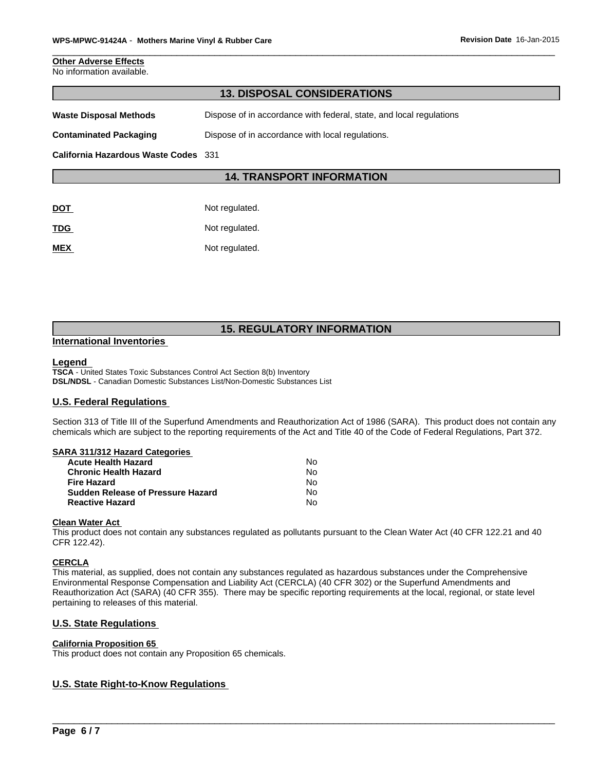**Other Adverse Effects**
No information available.

## 13. DISPOSAL CONSIDERATIONS

**Waste Disposal Methods** Dispose of in accordance with federal, state, and local regulations

**Contaminated Packaging** Dispose of in accordance with local regulations.

**California Hazardous Waste Codes** 331

## 14. TRANSPORT INFORMATION

**DOT** Not regulated.

**TDG** Not regulated.

**MEX** Not regulated.

## 15. REGULATORY INFORMATION

### International Inventories

**Legend**
**TSCA** - United States Toxic Substances Control Act Section 8(b) Inventory
**DSL/NDSL** - Canadian Domestic Substances List/Non-Domestic Substances List

### U.S. Federal Regulations

Section 313 of Title III of the Superfund Amendments and Reauthorization Act of 1986 (SARA). This product does not contain any chemicals which are subject to the reporting requirements of the Act and Title 40 of the Code of Federal Regulations, Part 372.

**SARA 311/312 Hazard Categories**

| | |
|---|---|
| **Acute Health Hazard** | No |
| **Chronic Health Hazard** | No |
| **Fire Hazard** | No |
| **Sudden Release of Pressure Hazard** | No |
| **Reactive Hazard** | No |

**Clean Water Act**
This product does not contain any substances regulated as pollutants pursuant to the Clean Water Act (40 CFR 122.21 and 40 CFR 122.42).

**CERCLA**
This material, as supplied, does not contain any substances regulated as hazardous substances under the Comprehensive Environmental Response Compensation and Liability Act (CERCLA) (40 CFR 302) or the Superfund Amendments and Reauthorization Act (SARA) (40 CFR 355). There may be specific reporting requirements at the local, regional, or state level pertaining to releases of this material.

### U.S. State Regulations

**California Proposition 65**
This product does not contain any Proposition 65 chemicals.

### U.S. State Right-to-Know Regulations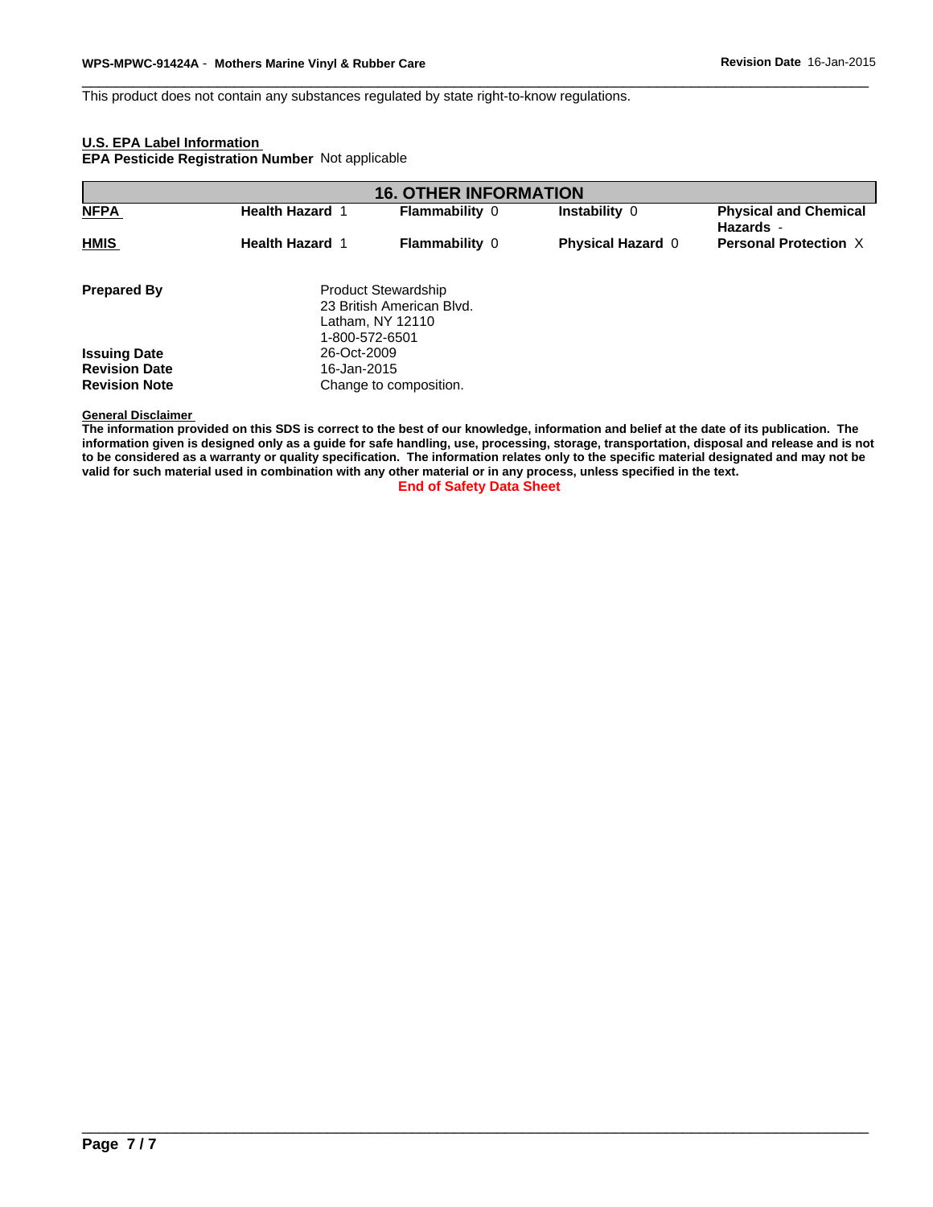This product does not contain any substances regulated by state right-to-know regulations.

**U.S. EPA Label Information**

**EPA Pesticide Registration Number** Not applicable

## 16. OTHER INFORMATION

| | | | | |
|---|---|---|---|---|
| **NFPA** | **Health Hazard** 1 | **Flammability** 0 | **Instability** 0 | **Physical and Chemical Hazards** - |
| **HMIS** | **Health Hazard** 1 | **Flammability** 0 | **Physical Hazard** 0 | **Personal Protection** X |

**Prepared By** Product Stewardship
23 British American Blvd.
Latham, NY 12110
1-800-572-6501

**Issuing Date** 26-Oct-2009

**Revision Date** 16-Jan-2015

**Revision Note** Change to composition.

**General Disclaimer**

**The information provided on this SDS is correct to the best of our knowledge, information and belief at the date of its publication. The information given is designed only as a guide for safe handling, use, processing, storage, transportation, disposal and release and is not to be considered as a warranty or quality specification. The information relates only to the specific material designated and may not be valid for such material used in combination with any other material or in any process, unless specified in the text.**

**End of Safety Data Sheet**